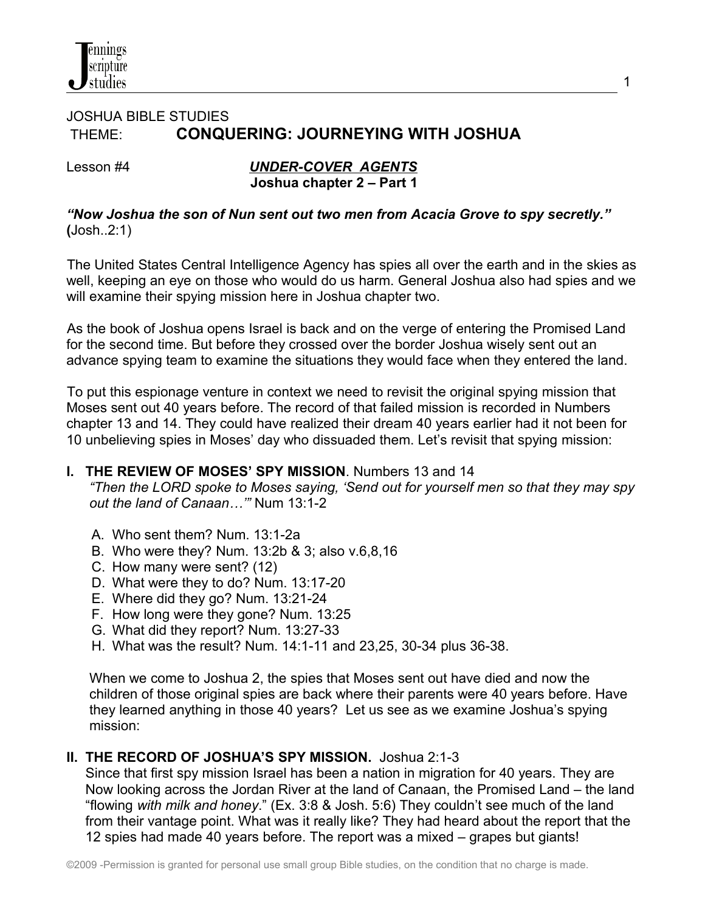JOSHUA BIBLE STUDIES

THEME: **CONQUERING: JOURNEYING WITH JOSHUA**

Lesson #4 ***UNDER-COVER AGENTS***

**Joshua chapter 2 – Part 1**

***"Now Joshua the son of Nun sent out two men from Acacia Grove to spy secretly."*** **(**Josh..2:1)

The United States Central Intelligence Agency has spies all over the earth and in the skies as well, keeping an eye on those who would do us harm. General Joshua also had spies and we will examine their spying mission here in Joshua chapter two.

As the book of Joshua opens Israel is back and on the verge of entering the Promised Land for the second time. But before they crossed over the border Joshua wisely sent out an advance spying team to examine the situations they would face when they entered the land.

To put this espionage venture in context we need to revisit the original spying mission that Moses sent out 40 years before. The record of that failed mission is recorded in Numbers chapter 13 and 14. They could have realized their dream 40 years earlier had it not been for 10 unbelieving spies in Moses' day who dissuaded them. Let's revisit that spying mission:

## I. THE REVIEW OF MOSES' SPY MISSION. Numbers 13 and 14

*"Then the LORD spoke to Moses saying, 'Send out for yourself men so that they may spy out the land of Canaan…'"* Num 13:1-2

A. Who sent them? Num. 13:1-2a
B. Who were they? Num. 13:2b & 3; also v.6,8,16
C. How many were sent? (12)
D. What were they to do? Num. 13:17-20
E. Where did they go? Num. 13:21-24
F. How long were they gone? Num. 13:25
G. What did they report? Num. 13:27-33
H. What was the result? Num. 14:1-11 and 23,25, 30-34 plus 36-38.

When we come to Joshua 2, the spies that Moses sent out have died and now the children of those original spies are back where their parents were 40 years before. Have they learned anything in those 40 years? Let us see as we examine Joshua's spying mission:

## II. THE RECORD OF JOSHUA'S SPY MISSION. Joshua 2:1-3

Since that first spy mission Israel has been a nation in migration for 40 years. They are Now looking across the Jordan River at the land of Canaan, the Promised Land – the land "flowing *with milk and honey*." (Ex. 3:8 & Josh. 5:6) They couldn't see much of the land from their vantage point. What was it really like? They had heard about the report that the 12 spies had made 40 years before. The report was a mixed – grapes but giants!

©2009 -Permission is granted for personal use small group Bible studies, on the condition that no charge is made.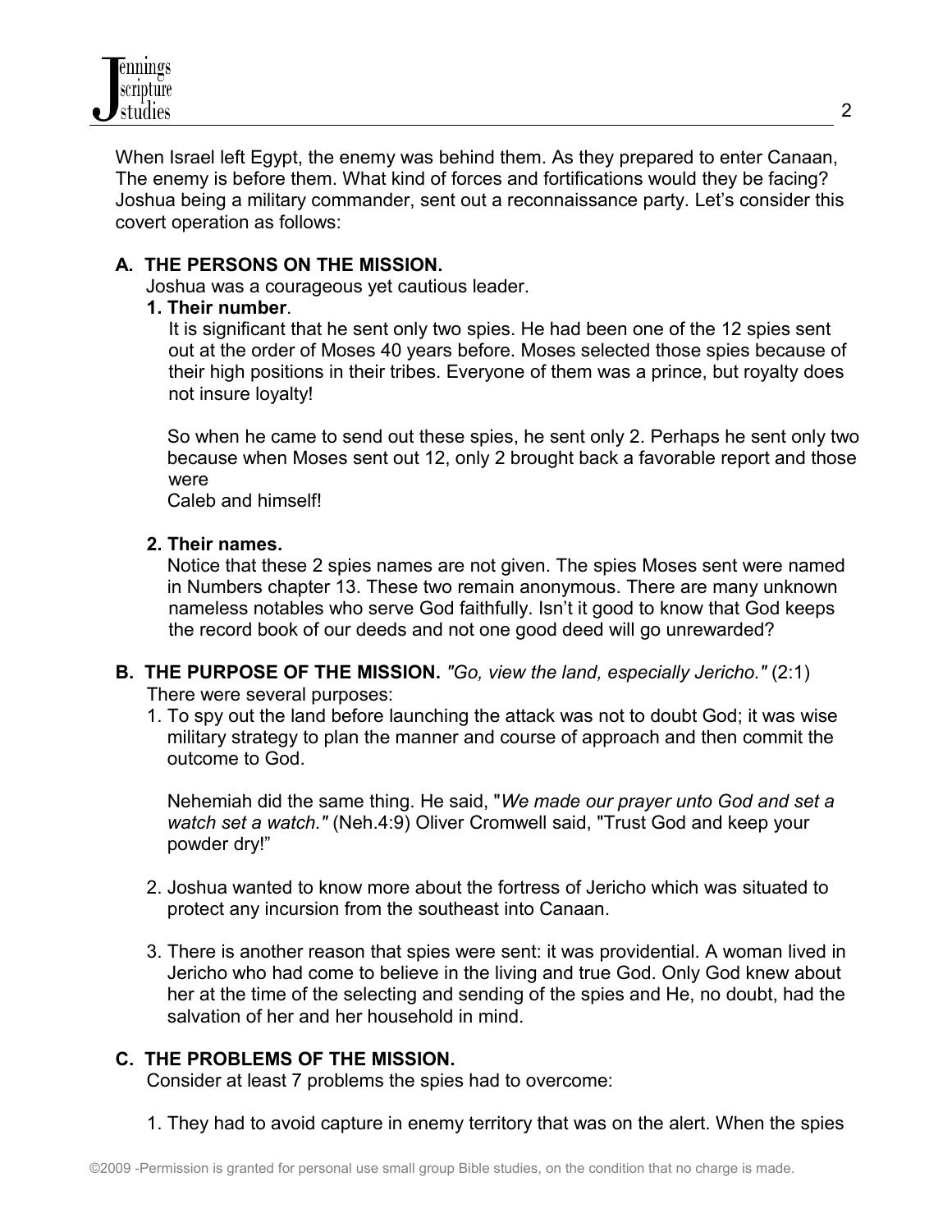When Israel left Egypt, the enemy was behind them. As they prepared to enter Canaan, The enemy is before them. What kind of forces and fortifications would they be facing? Joshua being a military commander, sent out a reconnaissance party. Let's consider this covert operation as follows:

**A. THE PERSONS ON THE MISSION.**

Joshua was a courageous yet cautious leader.

**1. Their number**.

It is significant that he sent only two spies. He had been one of the 12 spies sent out at the order of Moses 40 years before. Moses selected those spies because of their high positions in their tribes. Everyone of them was a prince, but royalty does not insure loyalty!

So when he came to send out these spies, he sent only 2. Perhaps he sent only two because when Moses sent out 12, only 2 brought back a favorable report and those were
Caleb and himself!

**2. Their names.**

Notice that these 2 spies names are not given. The spies Moses sent were named in Numbers chapter 13. These two remain anonymous. There are many unknown nameless notables who serve God faithfully. Isn't it good to know that God keeps the record book of our deeds and not one good deed will go unrewarded?

**B. THE PURPOSE OF THE MISSION.** *"Go, view the land, especially Jericho."* (2:1)

There were several purposes:

1. To spy out the land before launching the attack was not to doubt God; it was wise military strategy to plan the manner and course of approach and then commit the outcome to God.

   Nehemiah did the same thing. He said, "*We made our prayer unto God and set a watch set a watch."* (Neh.4:9) Oliver Cromwell said, "Trust God and keep your powder dry!"

2. Joshua wanted to know more about the fortress of Jericho which was situated to protect any incursion from the southeast into Canaan.

3. There is another reason that spies were sent: it was providential. A woman lived in Jericho who had come to believe in the living and true God. Only God knew about her at the time of the selecting and sending of the spies and He, no doubt, had the salvation of her and her household in mind.

**C. THE PROBLEMS OF THE MISSION.**

Consider at least 7 problems the spies had to overcome:

1. They had to avoid capture in enemy territory that was on the alert. When the spies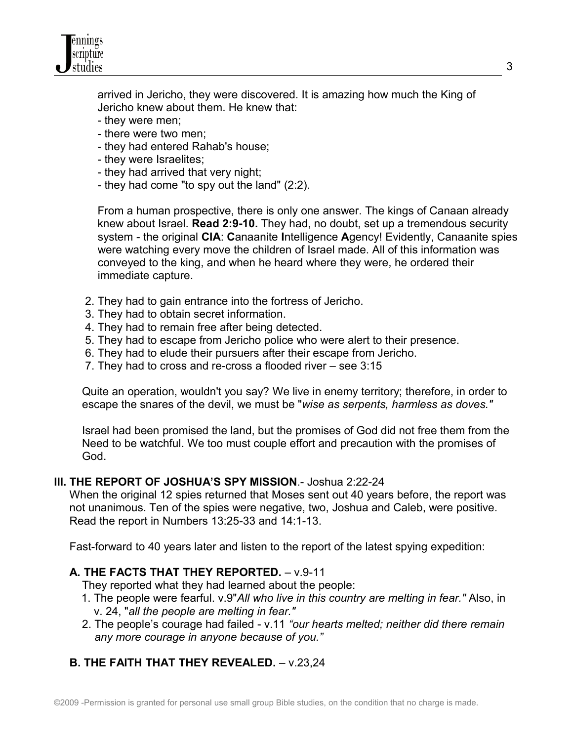arrived in Jericho, they were discovered. It is amazing how much the King of Jericho knew about them. He knew that:

- they were men;
- there were two men;
- they had entered Rahab's house;
- they were Israelites;
- they had arrived that very night;
- they had come "to spy out the land" (2:2).

From a human prospective, there is only one answer. The kings of Canaan already knew about Israel. **Read 2:9-10.** They had, no doubt, set up a tremendous security system - the original **CIA**: **C**anaanite **I**ntelligence **A**gency! Evidently, Canaanite spies were watching every move the children of Israel made. All of this information was conveyed to the king, and when he heard where they were, he ordered their immediate capture.

2. They had to gain entrance into the fortress of Jericho.
3. They had to obtain secret information.
4. They had to remain free after being detected.
5. They had to escape from Jericho police who were alert to their presence.
6. They had to elude their pursuers after their escape from Jericho.
7. They had to cross and re-cross a flooded river – see 3:15

Quite an operation, wouldn't you say? We live in enemy territory; therefore, in order to escape the snares of the devil, we must be "*wise as serpents, harmless as doves."*

Israel had been promised the land, but the promises of God did not free them from the Need to be watchful. We too must couple effort and precaution with the promises of God.

## III. THE REPORT OF JOSHUA'S SPY MISSION.- Joshua 2:22-24

When the original 12 spies returned that Moses sent out 40 years before, the report was not unanimous. Ten of the spies were negative, two, Joshua and Caleb, were positive. Read the report in Numbers 13:25-33 and 14:1-13.

Fast-forward to 40 years later and listen to the report of the latest spying expedition:

### A. THE FACTS THAT THEY REPORTED. – v.9-11

They reported what they had learned about the people:

1. The people were fearful. v.9"*All who live in this country are melting in fear."* Also, in v. 24, "*all the people are melting in fear."*
2. The people's courage had failed - v.11 *"our hearts melted; neither did there remain any more courage in anyone because of you."*

### B. THE FAITH THAT THEY REVEALED. – v.23,24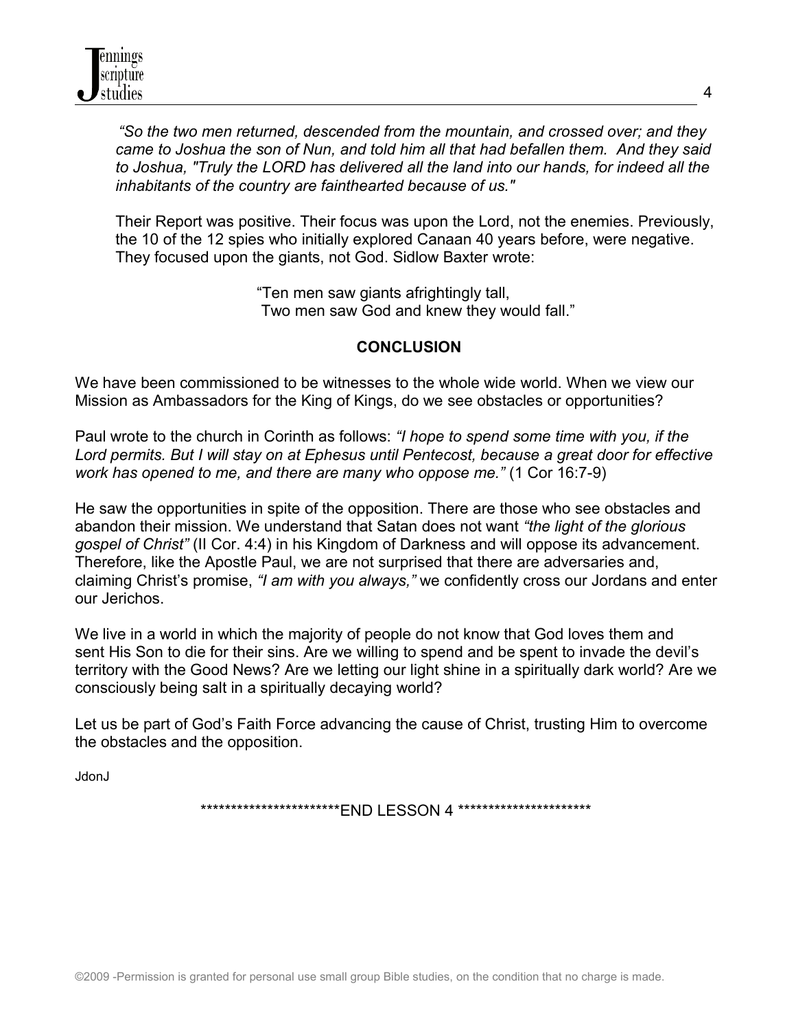*"So the two men returned, descended from the mountain, and crossed over; and they came to Joshua the son of Nun, and told him all that had befallen them. And they said to Joshua, "Truly the LORD has delivered all the land into our hands, for indeed all the inhabitants of the country are fainthearted because of us."*

Their Report was positive. Their focus was upon the Lord, not the enemies. Previously, the 10 of the 12 spies who initially explored Canaan 40 years before, were negative. They focused upon the giants, not God. Sidlow Baxter wrote:

"Ten men saw giants afrightingly tall,
Two men saw God and knew they would fall."

**CONCLUSION**

We have been commissioned to be witnesses to the whole wide world. When we view our Mission as Ambassadors for the King of Kings, do we see obstacles or opportunities?

Paul wrote to the church in Corinth as follows: *"I hope to spend some time with you, if the Lord permits. But I will stay on at Ephesus until Pentecost, because a great door for effective work has opened to me, and there are many who oppose me."* (1 Cor 16:7-9)

He saw the opportunities in spite of the opposition. There are those who see obstacles and abandon their mission. We understand that Satan does not want *"the light of the glorious gospel of Christ"* (II Cor. 4:4) in his Kingdom of Darkness and will oppose its advancement. Therefore, like the Apostle Paul, we are not surprised that there are adversaries and, claiming Christ's promise, *"I am with you always,"* we confidently cross our Jordans and enter our Jerichos.

We live in a world in which the majority of people do not know that God loves them and sent His Son to die for their sins. Are we willing to spend and be spent to invade the devil's territory with the Good News? Are we letting our light shine in a spiritually dark world? Are we consciously being salt in a spiritually decaying world?

Let us be part of God's Faith Force advancing the cause of Christ, trusting Him to overcome the obstacles and the opposition.

JdonJ

***********************END LESSON 4 **********************

©2009 -Permission is granted for personal use small group Bible studies, on the condition that no charge is made.